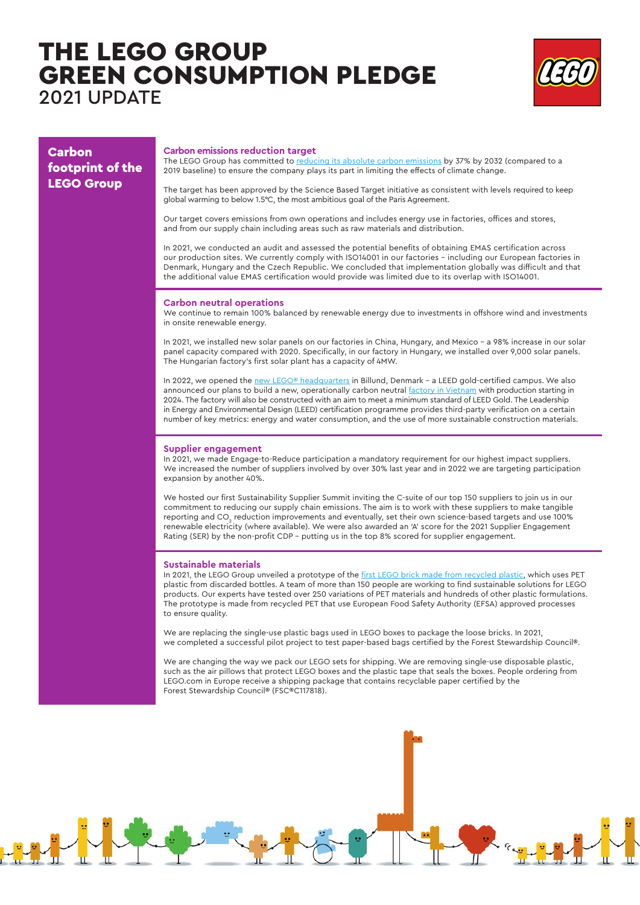# THE LEGO GROUP GREEN CONSUMPTION PLEDGE
2021 UPDATE

## Carbon footprint of the LEGO Group

### Carbon emissions reduction target

The LEGO Group has committed to reducing its absolute carbon emissions by 37% by 2032 (compared to a 2019 baseline) to ensure the company plays its part in limiting the effects of climate change.

The target has been approved by the Science Based Target initiative as consistent with levels required to keep global warming to below 1.5°C, the most ambitious goal of the Paris Agreement.

Our target covers emissions from own operations and includes energy use in factories, offices and stores, and from our supply chain including areas such as raw materials and distribution.

In 2021, we conducted an audit and assessed the potential benefits of obtaining EMAS certification across our production sites. We currently comply with ISO14001 in our factories – including our European factories in Denmark, Hungary and the Czech Republic. We concluded that implementation globally was difficult and that the additional value EMAS certification would provide was limited due to its overlap with ISO14001.

### Carbon neutral operations

We continue to remain 100% balanced by renewable energy due to investments in offshore wind and investments in onsite renewable energy.

In 2021, we installed new solar panels on our factories in China, Hungary, and Mexico – a 98% increase in our solar panel capacity compared with 2020. Specifically, in our factory in Hungary, we installed over 9,000 solar panels. The Hungarian factory's first solar plant has a capacity of 4MW.

In 2022, we opened the new LEGO® headquarters in Billund, Denmark – a LEED gold-certified campus. We also announced our plans to build a new, operationally carbon neutral factory in Vietnam with production starting in 2024. The factory will also be constructed with an aim to meet a minimum standard of LEED Gold. The Leadership in Energy and Environmental Design (LEED) certification programme provides third-party verification on a certain number of key metrics: energy and water consumption, and the use of more sustainable construction materials.

### Supplier engagement

In 2021, we made Engage-to-Reduce participation a mandatory requirement for our highest impact suppliers. We increased the number of suppliers involved by over 30% last year and in 2022 we are targeting participation expansion by another 40%.

We hosted our first Sustainability Supplier Summit inviting the C-suite of our top 150 suppliers to join us in our commitment to reducing our supply chain emissions. The aim is to work with these suppliers to make tangible reporting and $CO_2$ reduction improvements and eventually, set their own science-based targets and use 100% renewable electricity (where available). We were also awarded an 'A' score for the 2021 Supplier Engagement Rating (SER) by the non-profit CDP – putting us in the top 8% scored for supplier engagement.

### Sustainable materials

In 2021, the LEGO Group unveiled a prototype of the first LEGO brick made from recycled plastic, which uses PET plastic from discarded bottles. A team of more than 150 people are working to find sustainable solutions for LEGO products. Our experts have tested over 250 variations of PET materials and hundreds of other plastic formulations. The prototype is made from recycled PET that use European Food Safety Authority (EFSA) approved processes to ensure quality.

We are replacing the single-use plastic bags used in LEGO boxes to package the loose bricks. In 2021, we completed a successful pilot project to test paper-based bags certified by the Forest Stewardship Council®.

We are changing the way we pack our LEGO sets for shipping. We are removing single-use disposable plastic, such as the air pillows that protect LEGO boxes and the plastic tape that seals the boxes. People ordering from LEGO.com in Europe receive a shipping package that contains recyclable paper certified by the Forest Stewardship Council® (FSC®C117818).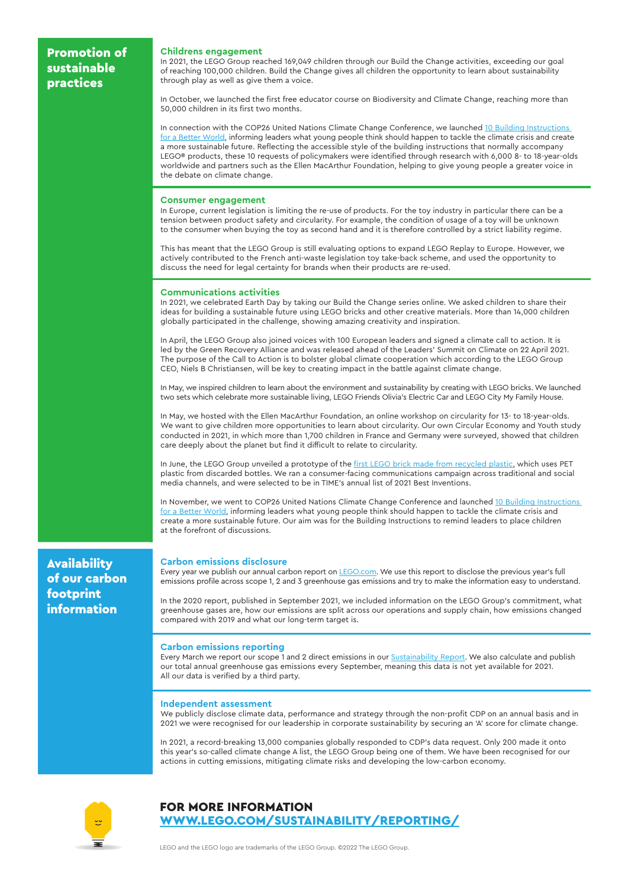## Promotion of sustainable practices

### Childrens engagement

In 2021, the LEGO Group reached 169,049 children through our Build the Change activities, exceeding our goal of reaching 100,000 children. Build the Change gives all children the opportunity to learn about sustainability through play as well as give them a voice.

In October, we launched the first free educator course on Biodiversity and Climate Change, reaching more than 50,000 children in its first two months.

In connection with the COP26 United Nations Climate Change Conference, we launched 10 Building Instructions for a Better World, informing leaders what young people think should happen to tackle the climate crisis and create a more sustainable future. Reflecting the accessible style of the building instructions that normally accompany LEGO® products, these 10 requests of policymakers were identified through research with 6,000 8- to 18-year-olds worldwide and partners such as the Ellen MacArthur Foundation, helping to give young people a greater voice in the debate on climate change.

### Consumer engagement

In Europe, current legislation is limiting the re-use of products. For the toy industry in particular there can be a tension between product safety and circularity. For example, the condition of usage of a toy will be unknown to the consumer when buying the toy as second hand and it is therefore controlled by a strict liability regime.

This has meant that the LEGO Group is still evaluating options to expand LEGO Replay to Europe. However, we actively contributed to the French anti-waste legislation toy take-back scheme, and used the opportunity to discuss the need for legal certainty for brands when their products are re-used.

### Communications activities

In 2021, we celebrated Earth Day by taking our Build the Change series online. We asked children to share their ideas for building a sustainable future using LEGO bricks and other creative materials. More than 14,000 children globally participated in the challenge, showing amazing creativity and inspiration.

In April, the LEGO Group also joined voices with 100 European leaders and signed a climate call to action. It is led by the Green Recovery Alliance and was released ahead of the Leaders' Summit on Climate on 22 April 2021. The purpose of the Call to Action is to bolster global climate cooperation which according to the LEGO Group CEO, Niels B Christiansen, will be key to creating impact in the battle against climate change.

In May, we inspired children to learn about the environment and sustainability by creating with LEGO bricks. We launched two sets which celebrate more sustainable living, LEGO Friends Olivia's Electric Car and LEGO City My Family House.

In May, we hosted with the Ellen MacArthur Foundation, an online workshop on circularity for 13- to 18-year-olds. We want to give children more opportunities to learn about circularity. Our own Circular Economy and Youth study conducted in 2021, in which more than 1,700 children in France and Germany were surveyed, showed that children care deeply about the planet but find it difficult to relate to circularity.

In June, the LEGO Group unveiled a prototype of the first LEGO brick made from recycled plastic, which uses PET plastic from discarded bottles. We ran a consumer-facing communications campaign across traditional and social media channels, and were selected to be in TIME's annual list of 2021 Best Inventions.

In November, we went to COP26 United Nations Climate Change Conference and launched 10 Building Instructions for a Better World, informing leaders what young people think should happen to tackle the climate crisis and create a more sustainable future. Our aim was for the Building Instructions to remind leaders to place children at the forefront of discussions.

## Availability of our carbon footprint information

### Carbon emissions disclosure

Every year we publish our annual carbon report on LEGO.com. We use this report to disclose the previous year's full emissions profile across scope 1, 2 and 3 greenhouse gas emissions and try to make the information easy to understand.

In the 2020 report, published in September 2021, we included information on the LEGO Group's commitment, what greenhouse gases are, how our emissions are split across our operations and supply chain, how emissions changed compared with 2019 and what our long-term target is.

### Carbon emissions reporting

Every March we report our scope 1 and 2 direct emissions in our Sustainability Report. We also calculate and publish our total annual greenhouse gas emissions every September, meaning this data is not yet available for 2021. All our data is verified by a third party.

### Independent assessment

We publicly disclose climate data, performance and strategy through the non-profit CDP on an annual basis and in 2021 we were recognised for our leadership in corporate sustainability by securing an 'A' score for climate change.

In 2021, a record-breaking 13,000 companies globally responded to CDP's data request. Only 200 made it onto this year's so-called climate change A list, the LEGO Group being one of them. We have been recognised for our actions in cutting emissions, mitigating climate risks and developing the low-carbon economy.

## FOR MORE INFORMATION
**WWW.LEGO.COM/SUSTAINABILITY/REPORTING/**

LEGO and the LEGO logo are trademarks of the LEGO Group. ©2022 The LEGO Group.